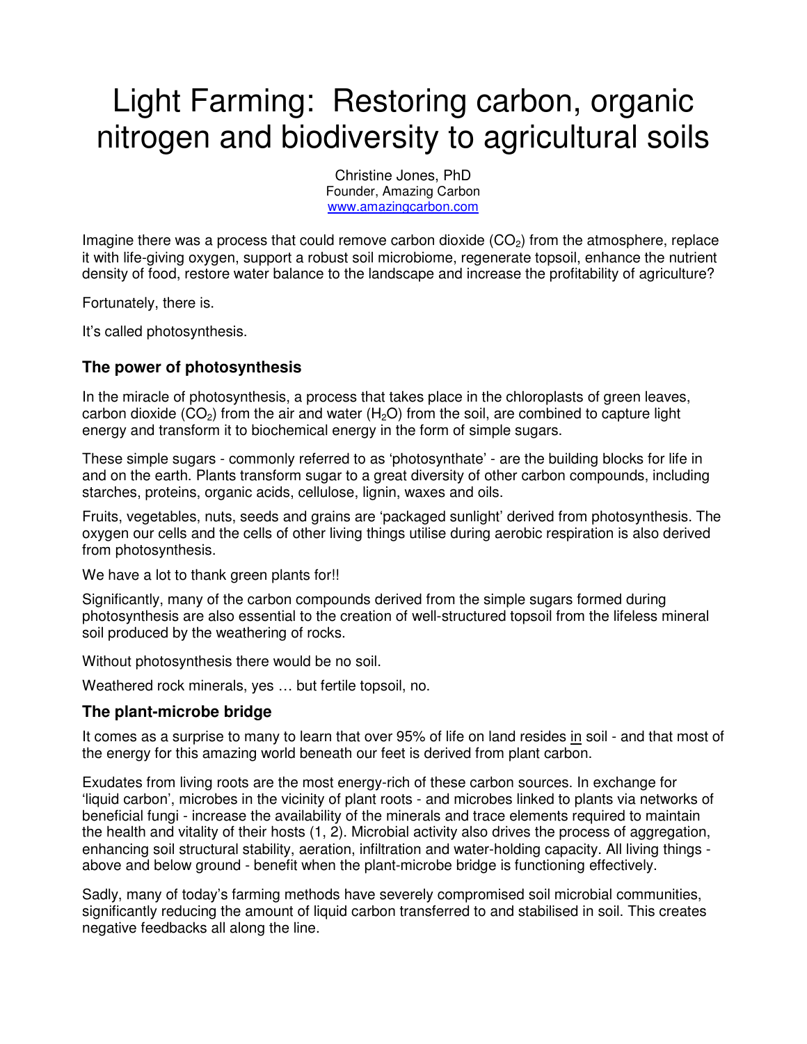# Light Farming: Restoring carbon, organic nitrogen and biodiversity to agricultural soils

Christine Jones, PhD
Founder, Amazing Carbon
www.amazingcarbon.com

Imagine there was a process that could remove carbon dioxide ($CO_2$) from the atmosphere, replace it with life-giving oxygen, support a robust soil microbiome, regenerate topsoil, enhance the nutrient density of food, restore water balance to the landscape and increase the profitability of agriculture?

Fortunately, there is.

It's called photosynthesis.

### The power of photosynthesis

In the miracle of photosynthesis, a process that takes place in the chloroplasts of green leaves, carbon dioxide ($CO_2$) from the air and water ($H_2O$) from the soil, are combined to capture light energy and transform it to biochemical energy in the form of simple sugars.

These simple sugars - commonly referred to as 'photosynthate' - are the building blocks for life in and on the earth. Plants transform sugar to a great diversity of other carbon compounds, including starches, proteins, organic acids, cellulose, lignin, waxes and oils.

Fruits, vegetables, nuts, seeds and grains are 'packaged sunlight' derived from photosynthesis. The oxygen our cells and the cells of other living things utilise during aerobic respiration is also derived from photosynthesis.

We have a lot to thank green plants for!!

Significantly, many of the carbon compounds derived from the simple sugars formed during photosynthesis are also essential to the creation of well-structured topsoil from the lifeless mineral soil produced by the weathering of rocks.

Without photosynthesis there would be no soil.

Weathered rock minerals, yes … but fertile topsoil, no.

### The plant-microbe bridge

It comes as a surprise to many to learn that over 95% of life on land resides <u>in</u> soil - and that most of the energy for this amazing world beneath our feet is derived from plant carbon.

Exudates from living roots are the most energy-rich of these carbon sources. In exchange for 'liquid carbon', microbes in the vicinity of plant roots - and microbes linked to plants via networks of beneficial fungi - increase the availability of the minerals and trace elements required to maintain the health and vitality of their hosts (1, 2). Microbial activity also drives the process of aggregation, enhancing soil structural stability, aeration, infiltration and water-holding capacity. All living things - above and below ground - benefit when the plant-microbe bridge is functioning effectively.

Sadly, many of today's farming methods have severely compromised soil microbial communities, significantly reducing the amount of liquid carbon transferred to and stabilised in soil. This creates negative feedbacks all along the line.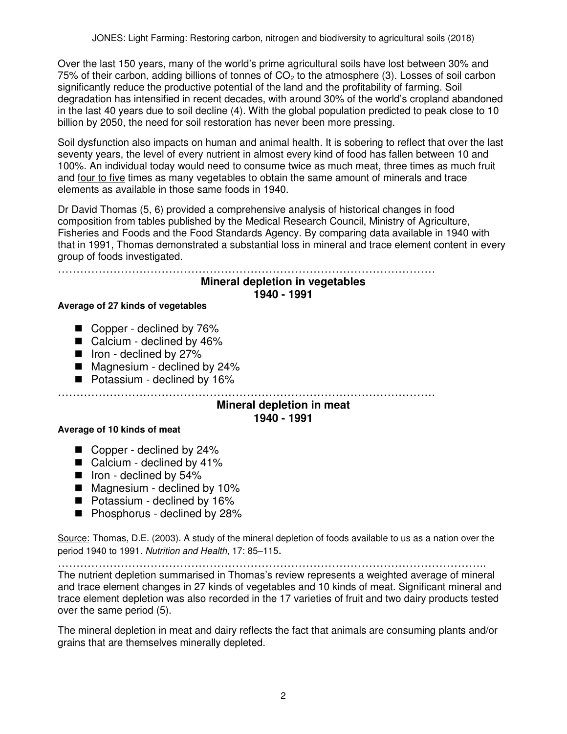Over the last 150 years, many of the world's prime agricultural soils have lost between 30% and 75% of their carbon, adding billions of tonnes of $CO_2$ to the atmosphere (3). Losses of soil carbon significantly reduce the productive potential of the land and the profitability of farming. Soil degradation has intensified in recent decades, with around 30% of the world's cropland abandoned in the last 40 years due to soil decline (4). With the global population predicted to peak close to 10 billion by 2050, the need for soil restoration has never been more pressing.

Soil dysfunction also impacts on human and animal health. It is sobering to reflect that over the last seventy years, the level of every nutrient in almost every kind of food has fallen between 10 and 100%. An individual today would need to consume twice as much meat, three times as much fruit and four to five times as many vegetables to obtain the same amount of minerals and trace elements as available in those same foods in 1940.

Dr David Thomas (5, 6) provided a comprehensive analysis of historical changes in food composition from tables published by the Medical Research Council, Ministry of Agriculture, Fisheries and Foods and the Food Standards Agency. By comparing data available in 1940 with that in 1991, Thomas demonstrated a substantial loss in mineral and trace element content in every group of foods investigated.

---

## Mineral depletion in vegetables
## 1940 - 1991

**Average of 27 kinds of vegetables**

- Copper - declined by 76%
- Calcium - declined by 46%
- Iron - declined by 27%
- Magnesium - declined by 24%
- Potassium - declined by 16%

---

## Mineral depletion in meat
## 1940 - 1991

**Average of 10 kinds of meat**

- Copper - declined by 24%
- Calcium - declined by 41%
- Iron - declined by 54%
- Magnesium - declined by 10%
- Potassium - declined by 16%
- Phosphorus - declined by 28%

Source: Thomas, D.E. (2003). A study of the mineral depletion of foods available to us as a nation over the period 1940 to 1991. *Nutrition and Health*, 17: 85–115.

---

The nutrient depletion summarised in Thomas's review represents a weighted average of mineral and trace element changes in 27 kinds of vegetables and 10 kinds of meat. Significant mineral and trace element depletion was also recorded in the 17 varieties of fruit and two dairy products tested over the same period (5).

The mineral depletion in meat and dairy reflects the fact that animals are consuming plants and/or grains that are themselves minerally depleted.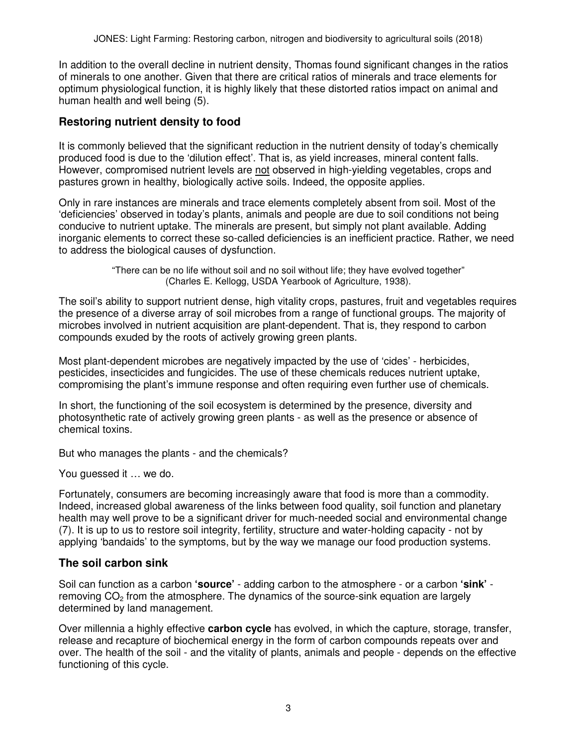In addition to the overall decline in nutrient density, Thomas found significant changes in the ratios of minerals to one another. Given that there are critical ratios of minerals and trace elements for optimum physiological function, it is highly likely that these distorted ratios impact on animal and human health and well being (5).

## Restoring nutrient density to food

It is commonly believed that the significant reduction in the nutrient density of today's chemically produced food is due to the 'dilution effect'. That is, as yield increases, mineral content falls. However, compromised nutrient levels are <u>not</u> observed in high-yielding vegetables, crops and pastures grown in healthy, biologically active soils. Indeed, the opposite applies.

Only in rare instances are minerals and trace elements completely absent from soil. Most of the 'deficiencies' observed in today's plants, animals and people are due to soil conditions not being conducive to nutrient uptake. The minerals are present, but simply not plant available. Adding inorganic elements to correct these so-called deficiencies is an inefficient practice. Rather, we need to address the biological causes of dysfunction.

> "There can be no life without soil and no soil without life; they have evolved together" (Charles E. Kellogg, USDA Yearbook of Agriculture, 1938).

The soil's ability to support nutrient dense, high vitality crops, pastures, fruit and vegetables requires the presence of a diverse array of soil microbes from a range of functional groups. The majority of microbes involved in nutrient acquisition are plant-dependent. That is, they respond to carbon compounds exuded by the roots of actively growing green plants.

Most plant-dependent microbes are negatively impacted by the use of 'cides' - herbicides, pesticides, insecticides and fungicides. The use of these chemicals reduces nutrient uptake, compromising the plant's immune response and often requiring even further use of chemicals.

In short, the functioning of the soil ecosystem is determined by the presence, diversity and photosynthetic rate of actively growing green plants - as well as the presence or absence of chemical toxins.

But who manages the plants - and the chemicals?

You guessed it … we do.

Fortunately, consumers are becoming increasingly aware that food is more than a commodity. Indeed, increased global awareness of the links between food quality, soil function and planetary health may well prove to be a significant driver for much-needed social and environmental change (7). It is up to us to restore soil integrity, fertility, structure and water-holding capacity - not by applying 'bandaids' to the symptoms, but by the way we manage our food production systems.

## The soil carbon sink

Soil can function as a carbon **'source'** - adding carbon to the atmosphere - or a carbon **'sink'** - removing $CO_2$ from the atmosphere. The dynamics of the source-sink equation are largely determined by land management.

Over millennia a highly effective **carbon cycle** has evolved, in which the capture, storage, transfer, release and recapture of biochemical energy in the form of carbon compounds repeats over and over. The health of the soil - and the vitality of plants, animals and people - depends on the effective functioning of this cycle.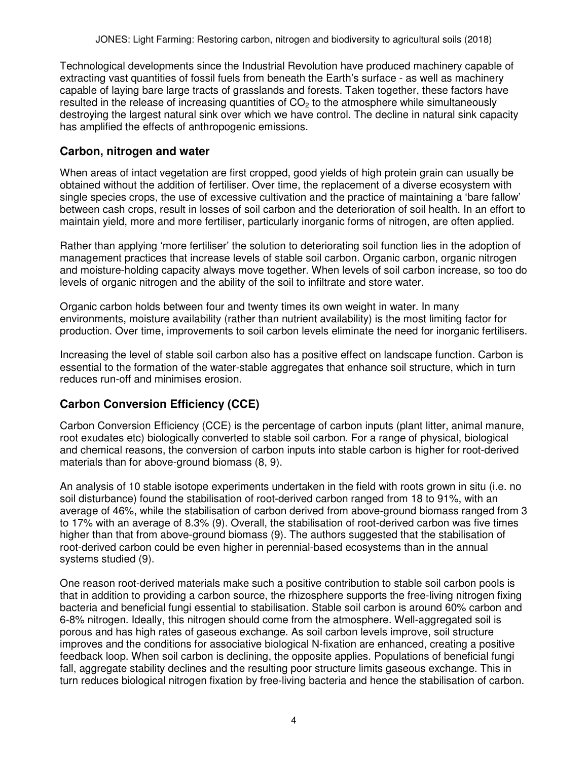Technological developments since the Industrial Revolution have produced machinery capable of extracting vast quantities of fossil fuels from beneath the Earth's surface - as well as machinery capable of laying bare large tracts of grasslands and forests. Taken together, these factors have resulted in the release of increasing quantities of $CO_2$ to the atmosphere while simultaneously destroying the largest natural sink over which we have control. The decline in natural sink capacity has amplified the effects of anthropogenic emissions.

## Carbon, nitrogen and water

When areas of intact vegetation are first cropped, good yields of high protein grain can usually be obtained without the addition of fertiliser. Over time, the replacement of a diverse ecosystem with single species crops, the use of excessive cultivation and the practice of maintaining a 'bare fallow' between cash crops, result in losses of soil carbon and the deterioration of soil health. In an effort to maintain yield, more and more fertiliser, particularly inorganic forms of nitrogen, are often applied.

Rather than applying 'more fertiliser' the solution to deteriorating soil function lies in the adoption of management practices that increase levels of stable soil carbon. Organic carbon, organic nitrogen and moisture-holding capacity always move together. When levels of soil carbon increase, so too do levels of organic nitrogen and the ability of the soil to infiltrate and store water.

Organic carbon holds between four and twenty times its own weight in water. In many environments, moisture availability (rather than nutrient availability) is the most limiting factor for production. Over time, improvements to soil carbon levels eliminate the need for inorganic fertilisers.

Increasing the level of stable soil carbon also has a positive effect on landscape function. Carbon is essential to the formation of the water-stable aggregates that enhance soil structure, which in turn reduces run-off and minimises erosion.

## Carbon Conversion Efficiency (CCE)

Carbon Conversion Efficiency (CCE) is the percentage of carbon inputs (plant litter, animal manure, root exudates etc) biologically converted to stable soil carbon. For a range of physical, biological and chemical reasons, the conversion of carbon inputs into stable carbon is higher for root-derived materials than for above-ground biomass (8, 9).

An analysis of 10 stable isotope experiments undertaken in the field with roots grown in situ (i.e. no soil disturbance) found the stabilisation of root-derived carbon ranged from 18 to 91%, with an average of 46%, while the stabilisation of carbon derived from above-ground biomass ranged from 3 to 17% with an average of 8.3% (9). Overall, the stabilisation of root-derived carbon was five times higher than that from above-ground biomass (9). The authors suggested that the stabilisation of root-derived carbon could be even higher in perennial-based ecosystems than in the annual systems studied (9).

One reason root-derived materials make such a positive contribution to stable soil carbon pools is that in addition to providing a carbon source, the rhizosphere supports the free-living nitrogen fixing bacteria and beneficial fungi essential to stabilisation. Stable soil carbon is around 60% carbon and 6-8% nitrogen. Ideally, this nitrogen should come from the atmosphere. Well-aggregated soil is porous and has high rates of gaseous exchange. As soil carbon levels improve, soil structure improves and the conditions for associative biological N-fixation are enhanced, creating a positive feedback loop. When soil carbon is declining, the opposite applies. Populations of beneficial fungi fall, aggregate stability declines and the resulting poor structure limits gaseous exchange. This in turn reduces biological nitrogen fixation by free-living bacteria and hence the stabilisation of carbon.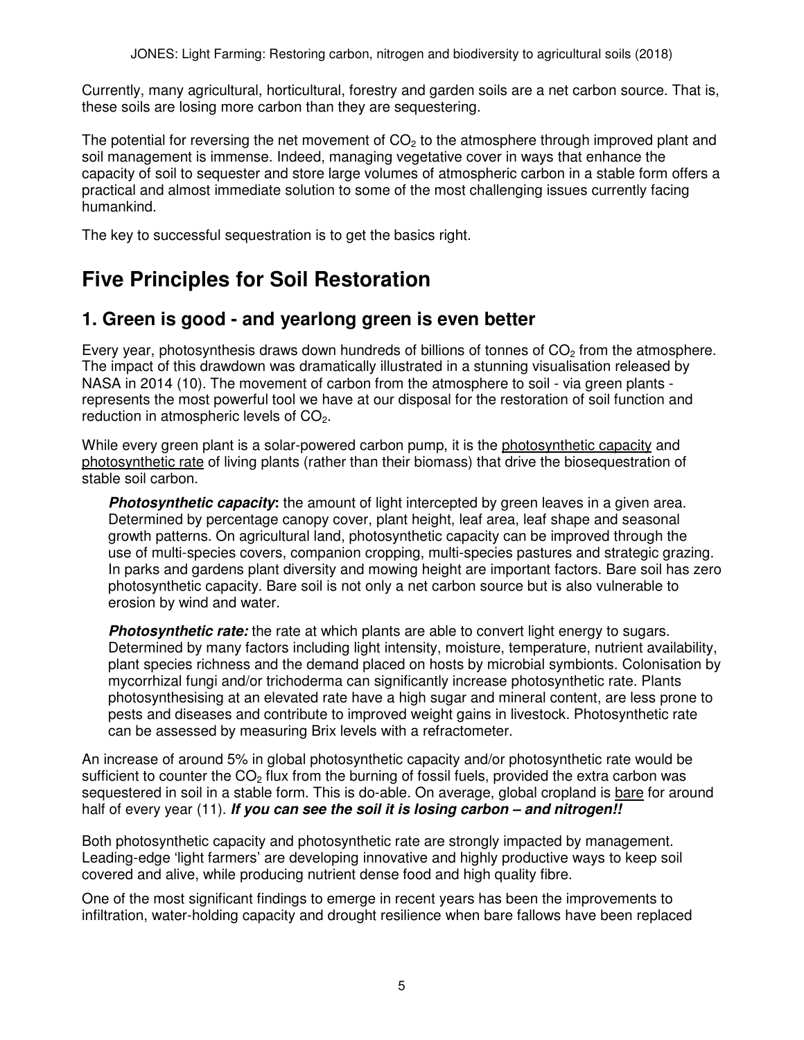Currently, many agricultural, horticultural, forestry and garden soils are a net carbon source. That is, these soils are losing more carbon than they are sequestering.

The potential for reversing the net movement of $CO_2$ to the atmosphere through improved plant and soil management is immense. Indeed, managing vegetative cover in ways that enhance the capacity of soil to sequester and store large volumes of atmospheric carbon in a stable form offers a practical and almost immediate solution to some of the most challenging issues currently facing humankind.

The key to successful sequestration is to get the basics right.

# Five Principles for Soil Restoration

## 1. Green is good - and yearlong green is even better

Every year, photosynthesis draws down hundreds of billions of tonnes of $CO_2$ from the atmosphere. The impact of this drawdown was dramatically illustrated in a stunning visualisation released by NASA in 2014 (10). The movement of carbon from the atmosphere to soil - via green plants - represents the most powerful tool we have at our disposal for the restoration of soil function and reduction in atmospheric levels of $CO_2$.

While every green plant is a solar-powered carbon pump, it is the photosynthetic capacity and photosynthetic rate of living plants (rather than their biomass) that drive the biosequestration of stable soil carbon.

> ***Photosynthetic capacity*:** the amount of light intercepted by green leaves in a given area. Determined by percentage canopy cover, plant height, leaf area, leaf shape and seasonal growth patterns. On agricultural land, photosynthetic capacity can be improved through the use of multi-species covers, companion cropping, multi-species pastures and strategic grazing. In parks and gardens plant diversity and mowing height are important factors. Bare soil has zero photosynthetic capacity. Bare soil is not only a net carbon source but is also vulnerable to erosion by wind and water.

> ***Photosynthetic rate:*** the rate at which plants are able to convert light energy to sugars. Determined by many factors including light intensity, moisture, temperature, nutrient availability, plant species richness and the demand placed on hosts by microbial symbionts. Colonisation by mycorrhizal fungi and/or trichoderma can significantly increase photosynthetic rate. Plants photosynthesising at an elevated rate have a high sugar and mineral content, are less prone to pests and diseases and contribute to improved weight gains in livestock. Photosynthetic rate can be assessed by measuring Brix levels with a refractometer.

An increase of around 5% in global photosynthetic capacity and/or photosynthetic rate would be sufficient to counter the $CO_2$ flux from the burning of fossil fuels, provided the extra carbon was sequestered in soil in a stable form. This is do-able. On average, global cropland is bare for around half of every year (11). ***If you can see the soil it is losing carbon – and nitrogen!!***

Both photosynthetic capacity and photosynthetic rate are strongly impacted by management. Leading-edge 'light farmers' are developing innovative and highly productive ways to keep soil covered and alive, while producing nutrient dense food and high quality fibre.

One of the most significant findings to emerge in recent years has been the improvements to infiltration, water-holding capacity and drought resilience when bare fallows have been replaced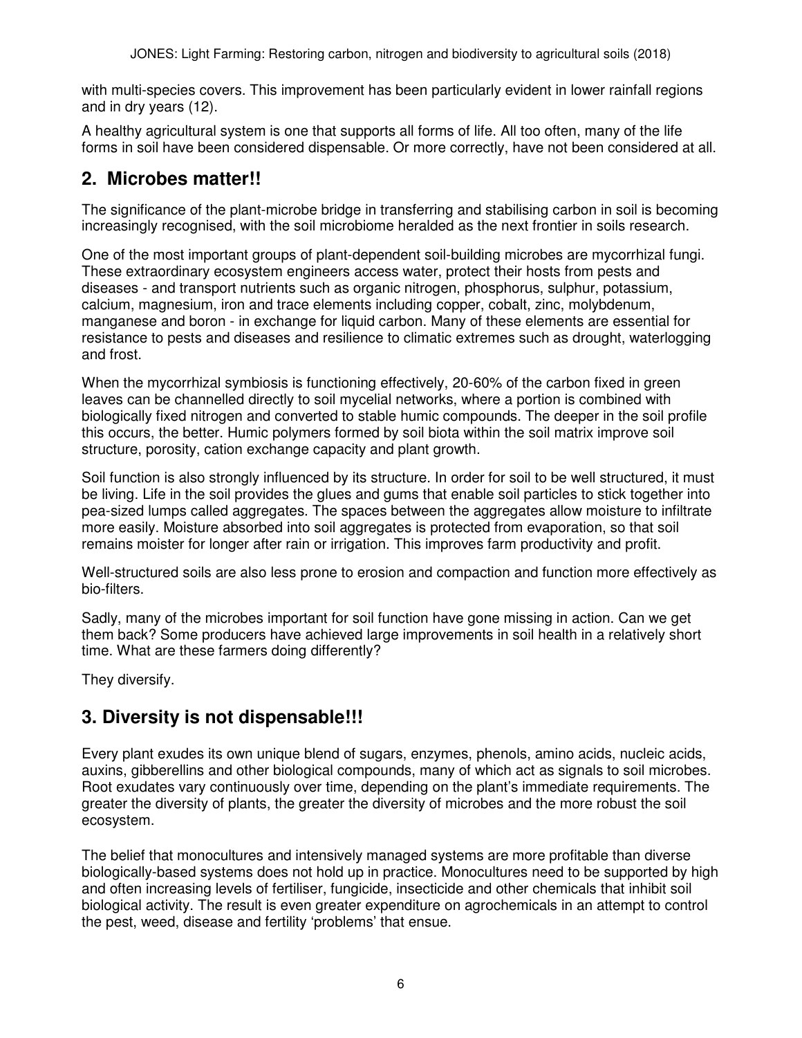with multi-species covers. This improvement has been particularly evident in lower rainfall regions and in dry years (12).

A healthy agricultural system is one that supports all forms of life. All too often, many of the life forms in soil have been considered dispensable. Or more correctly, have not been considered at all.

## 2. Microbes matter!!

The significance of the plant-microbe bridge in transferring and stabilising carbon in soil is becoming increasingly recognised, with the soil microbiome heralded as the next frontier in soils research.

One of the most important groups of plant-dependent soil-building microbes are mycorrhizal fungi. These extraordinary ecosystem engineers access water, protect their hosts from pests and diseases - and transport nutrients such as organic nitrogen, phosphorus, sulphur, potassium, calcium, magnesium, iron and trace elements including copper, cobalt, zinc, molybdenum, manganese and boron - in exchange for liquid carbon. Many of these elements are essential for resistance to pests and diseases and resilience to climatic extremes such as drought, waterlogging and frost.

When the mycorrhizal symbiosis is functioning effectively, 20-60% of the carbon fixed in green leaves can be channelled directly to soil mycelial networks, where a portion is combined with biologically fixed nitrogen and converted to stable humic compounds. The deeper in the soil profile this occurs, the better. Humic polymers formed by soil biota within the soil matrix improve soil structure, porosity, cation exchange capacity and plant growth.

Soil function is also strongly influenced by its structure. In order for soil to be well structured, it must be living. Life in the soil provides the glues and gums that enable soil particles to stick together into pea-sized lumps called aggregates. The spaces between the aggregates allow moisture to infiltrate more easily. Moisture absorbed into soil aggregates is protected from evaporation, so that soil remains moister for longer after rain or irrigation. This improves farm productivity and profit.

Well-structured soils are also less prone to erosion and compaction and function more effectively as bio-filters.

Sadly, many of the microbes important for soil function have gone missing in action. Can we get them back? Some producers have achieved large improvements in soil health in a relatively short time. What are these farmers doing differently?

They diversify.

## 3. Diversity is not dispensable!!!

Every plant exudes its own unique blend of sugars, enzymes, phenols, amino acids, nucleic acids, auxins, gibberellins and other biological compounds, many of which act as signals to soil microbes. Root exudates vary continuously over time, depending on the plant's immediate requirements. The greater the diversity of plants, the greater the diversity of microbes and the more robust the soil ecosystem.

The belief that monocultures and intensively managed systems are more profitable than diverse biologically-based systems does not hold up in practice. Monocultures need to be supported by high and often increasing levels of fertiliser, fungicide, insecticide and other chemicals that inhibit soil biological activity. The result is even greater expenditure on agrochemicals in an attempt to control the pest, weed, disease and fertility 'problems' that ensue.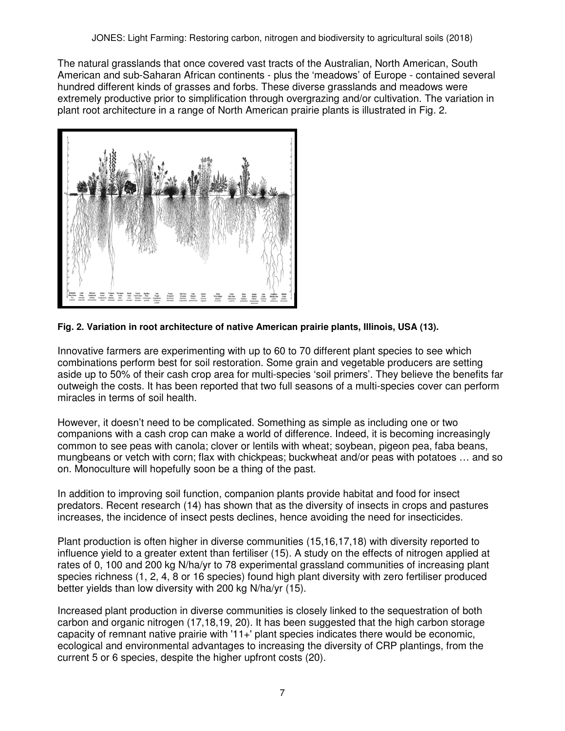The natural grasslands that once covered vast tracts of the Australian, North American, South American and sub-Saharan African continents - plus the 'meadows' of Europe - contained several hundred different kinds of grasses and forbs. These diverse grasslands and meadows were extremely productive prior to simplification through overgrazing and/or cultivation. The variation in plant root architecture in a range of North American prairie plants is illustrated in Fig. 2.

**Fig. 2. Variation in root architecture of native American prairie plants, Illinois, USA (13).**

Innovative farmers are experimenting with up to 60 to 70 different plant species to see which combinations perform best for soil restoration. Some grain and vegetable producers are setting aside up to 50% of their cash crop area for multi-species 'soil primers'. They believe the benefits far outweigh the costs. It has been reported that two full seasons of a multi-species cover can perform miracles in terms of soil health.

However, it doesn't need to be complicated. Something as simple as including one or two companions with a cash crop can make a world of difference. Indeed, it is becoming increasingly common to see peas with canola; clover or lentils with wheat; soybean, pigeon pea, faba beans, mungbeans or vetch with corn; flax with chickpeas; buckwheat and/or peas with potatoes … and so on. Monoculture will hopefully soon be a thing of the past.

In addition to improving soil function, companion plants provide habitat and food for insect predators. Recent research (14) has shown that as the diversity of insects in crops and pastures increases, the incidence of insect pests declines, hence avoiding the need for insecticides.

Plant production is often higher in diverse communities (15,16,17,18) with diversity reported to influence yield to a greater extent than fertiliser (15). A study on the effects of nitrogen applied at rates of 0, 100 and 200 kg N/ha/yr to 78 experimental grassland communities of increasing plant species richness (1, 2, 4, 8 or 16 species) found high plant diversity with zero fertiliser produced better yields than low diversity with 200 kg N/ha/yr (15).

Increased plant production in diverse communities is closely linked to the sequestration of both carbon and organic nitrogen (17,18,19, 20). It has been suggested that the high carbon storage capacity of remnant native prairie with '11+' plant species indicates there would be economic, ecological and environmental advantages to increasing the diversity of CRP plantings, from the current 5 or 6 species, despite the higher upfront costs (20).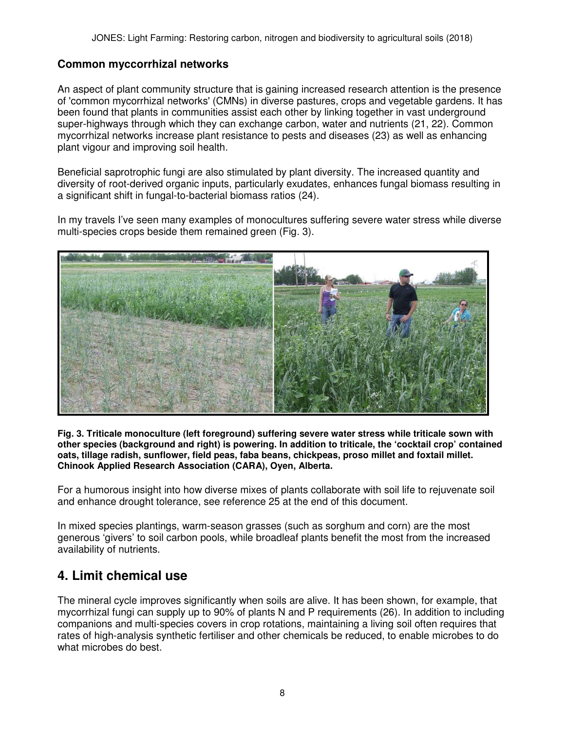### Common myccorrhizal networks

An aspect of plant community structure that is gaining increased research attention is the presence of 'common mycorrhizal networks' (CMNs) in diverse pastures, crops and vegetable gardens. It has been found that plants in communities assist each other by linking together in vast underground super-highways through which they can exchange carbon, water and nutrients (21, 22). Common mycorrhizal networks increase plant resistance to pests and diseases (23) as well as enhancing plant vigour and improving soil health.

Beneficial saprotrophic fungi are also stimulated by plant diversity. The increased quantity and diversity of root-derived organic inputs, particularly exudates, enhances fungal biomass resulting in a significant shift in fungal-to-bacterial biomass ratios (24).

In my travels I've seen many examples of monocultures suffering severe water stress while diverse multi-species crops beside them remained green (Fig. 3).

**Fig. 3. Triticale monoculture (left foreground) suffering severe water stress while triticale sown with other species (background and right) is powering. In addition to triticale, the 'cocktail crop' contained oats, tillage radish, sunflower, field peas, faba beans, chickpeas, proso millet and foxtail millet. Chinook Applied Research Association (CARA), Oyen, Alberta.**

For a humorous insight into how diverse mixes of plants collaborate with soil life to rejuvenate soil and enhance drought tolerance, see reference 25 at the end of this document.

In mixed species plantings, warm-season grasses (such as sorghum and corn) are the most generous 'givers' to soil carbon pools, while broadleaf plants benefit the most from the increased availability of nutrients.

## 4. Limit chemical use

The mineral cycle improves significantly when soils are alive. It has been shown, for example, that mycorrhizal fungi can supply up to 90% of plants N and P requirements (26). In addition to including companions and multi-species covers in crop rotations, maintaining a living soil often requires that rates of high-analysis synthetic fertiliser and other chemicals be reduced, to enable microbes to do what microbes do best.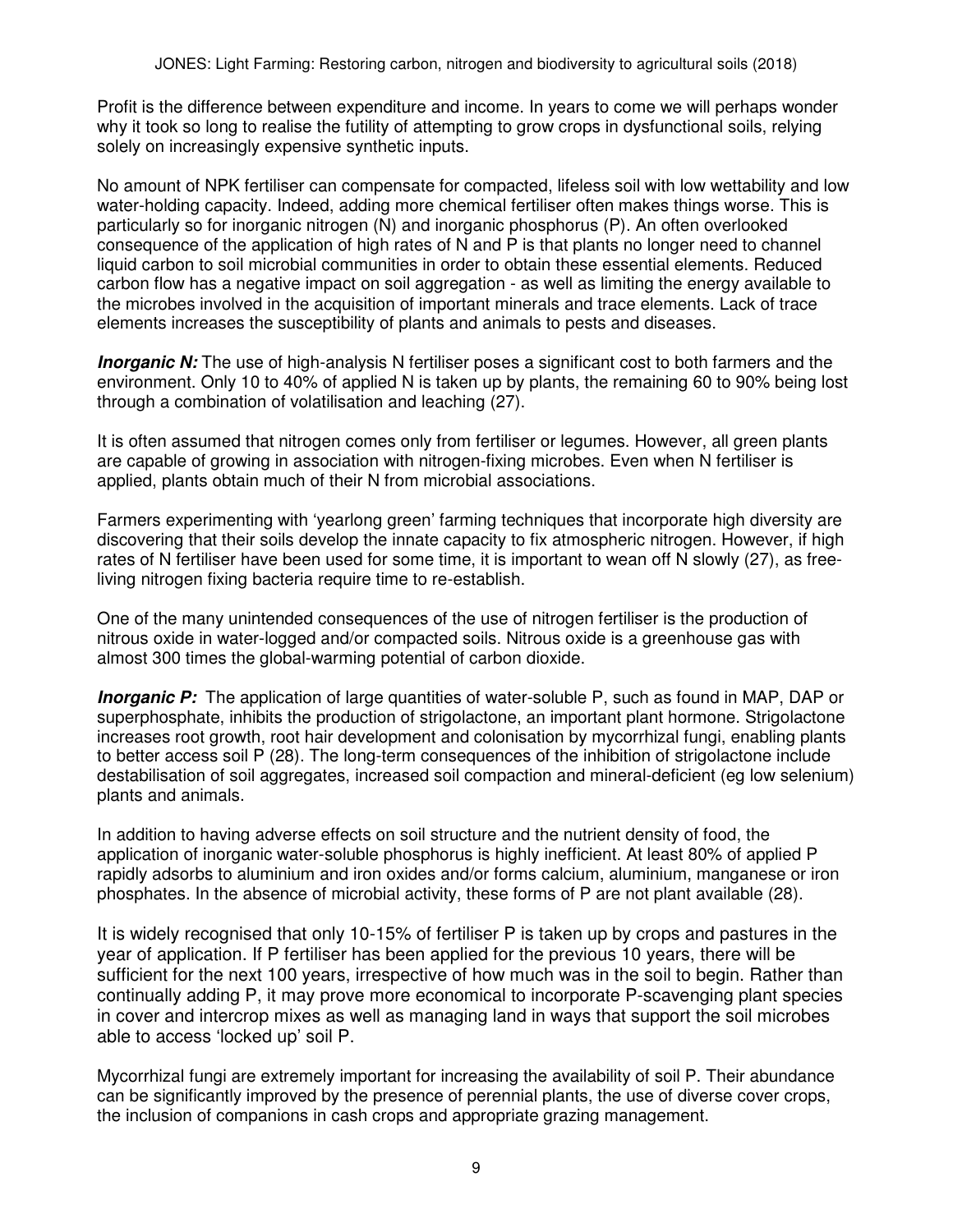Profit is the difference between expenditure and income. In years to come we will perhaps wonder why it took so long to realise the futility of attempting to grow crops in dysfunctional soils, relying solely on increasingly expensive synthetic inputs.

No amount of NPK fertiliser can compensate for compacted, lifeless soil with low wettability and low water-holding capacity. Indeed, adding more chemical fertiliser often makes things worse. This is particularly so for inorganic nitrogen (N) and inorganic phosphorus (P). An often overlooked consequence of the application of high rates of N and P is that plants no longer need to channel liquid carbon to soil microbial communities in order to obtain these essential elements. Reduced carbon flow has a negative impact on soil aggregation - as well as limiting the energy available to the microbes involved in the acquisition of important minerals and trace elements. Lack of trace elements increases the susceptibility of plants and animals to pests and diseases.

***Inorganic N:*** The use of high-analysis N fertiliser poses a significant cost to both farmers and the environment. Only 10 to 40% of applied N is taken up by plants, the remaining 60 to 90% being lost through a combination of volatilisation and leaching (27).

It is often assumed that nitrogen comes only from fertiliser or legumes. However, all green plants are capable of growing in association with nitrogen-fixing microbes. Even when N fertiliser is applied, plants obtain much of their N from microbial associations.

Farmers experimenting with 'yearlong green' farming techniques that incorporate high diversity are discovering that their soils develop the innate capacity to fix atmospheric nitrogen. However, if high rates of N fertiliser have been used for some time, it is important to wean off N slowly (27), as free-living nitrogen fixing bacteria require time to re-establish.

One of the many unintended consequences of the use of nitrogen fertiliser is the production of nitrous oxide in water-logged and/or compacted soils. Nitrous oxide is a greenhouse gas with almost 300 times the global-warming potential of carbon dioxide.

***Inorganic P:*** The application of large quantities of water-soluble P, such as found in MAP, DAP or superphosphate, inhibits the production of strigolactone, an important plant hormone. Strigolactone increases root growth, root hair development and colonisation by mycorrhizal fungi, enabling plants to better access soil P (28). The long-term consequences of the inhibition of strigolactone include destabilisation of soil aggregates, increased soil compaction and mineral-deficient (eg low selenium) plants and animals.

In addition to having adverse effects on soil structure and the nutrient density of food, the application of inorganic water-soluble phosphorus is highly inefficient. At least 80% of applied P rapidly adsorbs to aluminium and iron oxides and/or forms calcium, aluminium, manganese or iron phosphates. In the absence of microbial activity, these forms of P are not plant available (28).

It is widely recognised that only 10-15% of fertiliser P is taken up by crops and pastures in the year of application. If P fertiliser has been applied for the previous 10 years, there will be sufficient for the next 100 years, irrespective of how much was in the soil to begin. Rather than continually adding P, it may prove more economical to incorporate P-scavenging plant species in cover and intercrop mixes as well as managing land in ways that support the soil microbes able to access 'locked up' soil P.

Mycorrhizal fungi are extremely important for increasing the availability of soil P. Their abundance can be significantly improved by the presence of perennial plants, the use of diverse cover crops, the inclusion of companions in cash crops and appropriate grazing management.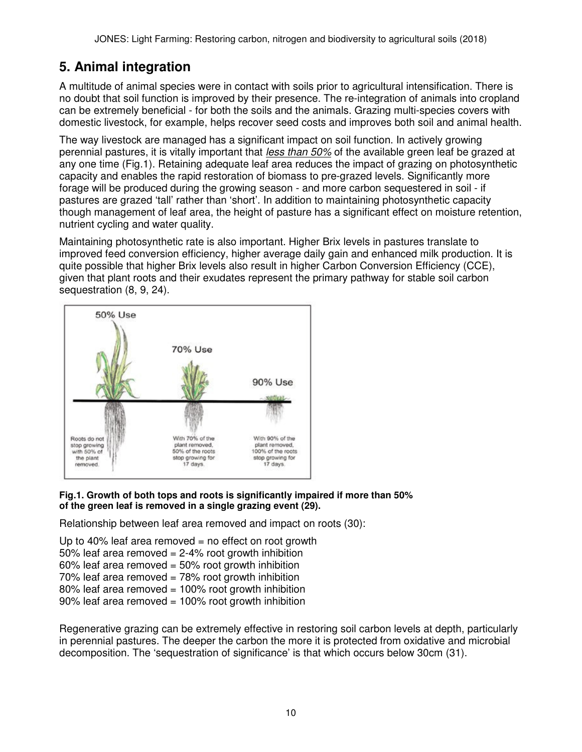## 5. Animal integration

A multitude of animal species were in contact with soils prior to agricultural intensification. There is no doubt that soil function is improved by their presence. The re-integration of animals into cropland can be extremely beneficial - for both the soils and the animals. Grazing multi-species covers with domestic livestock, for example, helps recover seed costs and improves both soil and animal health.

The way livestock are managed has a significant impact on soil function. In actively growing perennial pastures, it is vitally important that *less than 50%* of the available green leaf be grazed at any one time (Fig.1). Retaining adequate leaf area reduces the impact of grazing on photosynthetic capacity and enables the rapid restoration of biomass to pre-grazed levels. Significantly more forage will be produced during the growing season - and more carbon sequestered in soil - if pastures are grazed 'tall' rather than 'short'. In addition to maintaining photosynthetic capacity though management of leaf area, the height of pasture has a significant effect on moisture retention, nutrient cycling and water quality.

Maintaining photosynthetic rate is also important. Higher Brix levels in pastures translate to improved feed conversion efficiency, higher average daily gain and enhanced milk production. It is quite possible that higher Brix levels also result in higher Carbon Conversion Efficiency (CCE), given that plant roots and their exudates represent the primary pathway for stable soil carbon sequestration (8, 9, 24).

**Fig.1. Growth of both tops and roots is significantly impaired if more than 50% of the green leaf is removed in a single grazing event (29).**

Relationship between leaf area removed and impact on roots (30):

Up to 40% leaf area removed = no effect on root growth
50% leaf area removed = 2-4% root growth inhibition
60% leaf area removed = 50% root growth inhibition
70% leaf area removed = 78% root growth inhibition
80% leaf area removed = 100% root growth inhibition
90% leaf area removed = 100% root growth inhibition

Regenerative grazing can be extremely effective in restoring soil carbon levels at depth, particularly in perennial pastures. The deeper the carbon the more it is protected from oxidative and microbial decomposition. The 'sequestration of significance' is that which occurs below 30cm (31).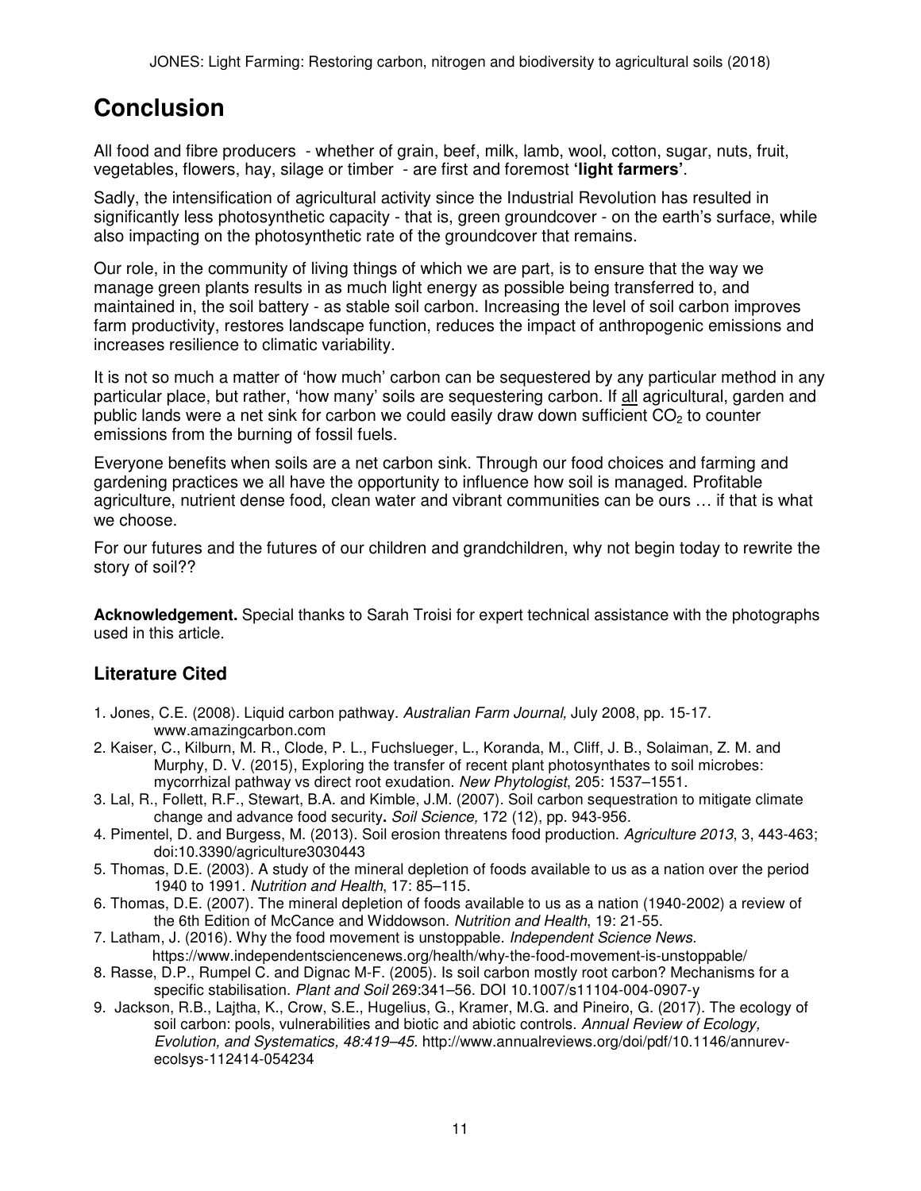# Conclusion

All food and fibre producers - whether of grain, beef, milk, lamb, wool, cotton, sugar, nuts, fruit, vegetables, flowers, hay, silage or timber - are first and foremost **'light farmers'**.

Sadly, the intensification of agricultural activity since the Industrial Revolution has resulted in significantly less photosynthetic capacity - that is, green groundcover - on the earth's surface, while also impacting on the photosynthetic rate of the groundcover that remains.

Our role, in the community of living things of which we are part, is to ensure that the way we manage green plants results in as much light energy as possible being transferred to, and maintained in, the soil battery - as stable soil carbon. Increasing the level of soil carbon improves farm productivity, restores landscape function, reduces the impact of anthropogenic emissions and increases resilience to climatic variability.

It is not so much a matter of 'how much' carbon can be sequestered by any particular method in any particular place, but rather, 'how many' soils are sequestering carbon. If all agricultural, garden and public lands were a net sink for carbon we could easily draw down sufficient $CO_2$ to counter emissions from the burning of fossil fuels.

Everyone benefits when soils are a net carbon sink. Through our food choices and farming and gardening practices we all have the opportunity to influence how soil is managed. Profitable agriculture, nutrient dense food, clean water and vibrant communities can be ours … if that is what we choose.

For our futures and the futures of our children and grandchildren, why not begin today to rewrite the story of soil??

**Acknowledgement.** Special thanks to Sarah Troisi for expert technical assistance with the photographs used in this article.

## Literature Cited

1. Jones, C.E. (2008). Liquid carbon pathway. *Australian Farm Journal,* July 2008, pp. 15-17. www.amazingcarbon.com
2. Kaiser, C., Kilburn, M. R., Clode, P. L., Fuchslueger, L., Koranda, M., Cliff, J. B., Solaiman, Z. M. and Murphy, D. V. (2015), Exploring the transfer of recent plant photosynthates to soil microbes: mycorrhizal pathway vs direct root exudation. *New Phytologist*, 205: 1537–1551.
3. Lal, R., Follett, R.F., Stewart, B.A. and Kimble, J.M. (2007). Soil carbon sequestration to mitigate climate change and advance food security**.** *Soil Science,* 172 (12), pp. 943-956.
4. Pimentel, D. and Burgess, M. (2013). Soil erosion threatens food production. *Agriculture 2013*, 3, 443-463; doi:10.3390/agriculture3030443
5. Thomas, D.E. (2003). A study of the mineral depletion of foods available to us as a nation over the period 1940 to 1991. *Nutrition and Health*, 17: 85–115.
6. Thomas, D.E. (2007). The mineral depletion of foods available to us as a nation (1940-2002) a review of the 6th Edition of McCance and Widdowson. *Nutrition and Health*, 19: 21-55.
7. Latham, J. (2016). Why the food movement is unstoppable. *Independent Science News.* https://www.independentsciencenews.org/health/why-the-food-movement-is-unstoppable/
8. Rasse, D.P., Rumpel C. and Dignac M-F. (2005). Is soil carbon mostly root carbon? Mechanisms for a specific stabilisation. *Plant and Soil* 269:341–56. DOI 10.1007/s11104-004-0907-y
9. Jackson, R.B., Lajtha, K., Crow, S.E., Hugelius, G., Kramer, M.G. and Pineiro, G. (2017). The ecology of soil carbon: pools, vulnerabilities and biotic and abiotic controls. *Annual Review of Ecology, Evolution, and Systematics, 48:419–45*. http://www.annualreviews.org/doi/pdf/10.1146/annurev-ecolsys-112414-054234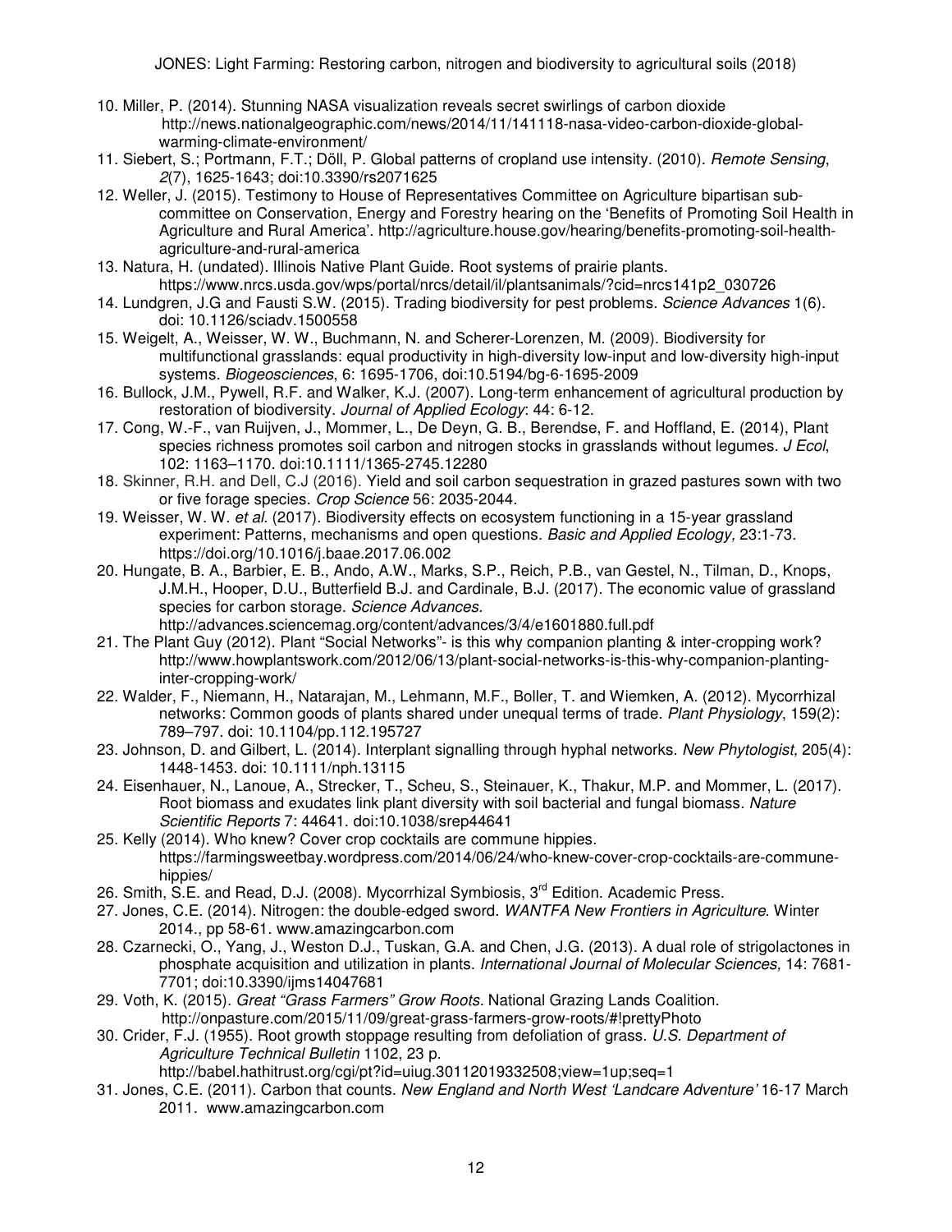10. Miller, P. (2014). Stunning NASA visualization reveals secret swirlings of carbon dioxide http://news.nationalgeographic.com/news/2014/11/141118-nasa-video-carbon-dioxide-global-warming-climate-environment/
11. Siebert, S.; Portmann, F.T.; Döll, P. Global patterns of cropland use intensity. (2010). *Remote Sensing*, *2*(7), 1625-1643; doi:10.3390/rs2071625
12. Weller, J. (2015). Testimony to House of Representatives Committee on Agriculture bipartisan sub-committee on Conservation, Energy and Forestry hearing on the 'Benefits of Promoting Soil Health in Agriculture and Rural America'. http://agriculture.house.gov/hearing/benefits-promoting-soil-health-agriculture-and-rural-america
13. Natura, H. (undated). Illinois Native Plant Guide. Root systems of prairie plants. https://www.nrcs.usda.gov/wps/portal/nrcs/detail/il/plantsanimals/?cid=nrcs141p2_030726
14. Lundgren, J.G and Fausti S.W. (2015). Trading biodiversity for pest problems. *Science Advances* 1(6). doi: 10.1126/sciadv.1500558
15. Weigelt, A., Weisser, W. W., Buchmann, N. and Scherer-Lorenzen, M. (2009). Biodiversity for multifunctional grasslands: equal productivity in high-diversity low-input and low-diversity high-input systems. *Biogeosciences*, 6: 1695-1706, doi:10.5194/bg-6-1695-2009
16. Bullock, J.M., Pywell, R.F. and Walker, K.J. (2007). Long-term enhancement of agricultural production by restoration of biodiversity. *Journal of Applied Ecology*: 44: 6-12.
17. Cong, W.-F., van Ruijven, J., Mommer, L., De Deyn, G. B., Berendse, F. and Hoffland, E. (2014), Plant species richness promotes soil carbon and nitrogen stocks in grasslands without legumes. *J Ecol*, 102: 1163–1170. doi:10.1111/1365-2745.12280
18. Skinner, R.H. and Dell, C.J (2016). Yield and soil carbon sequestration in grazed pastures sown with two or five forage species. *Crop Science* 56: 2035-2044.
19. Weisser, W. W. *et al.* (2017). Biodiversity effects on ecosystem functioning in a 15-year grassland experiment: Patterns, mechanisms and open questions. *Basic and Applied Ecology,* 23:1-73. https://doi.org/10.1016/j.baae.2017.06.002
20. Hungate, B. A., Barbier, E. B., Ando, A.W., Marks, S.P., Reich, P.B., van Gestel, N., Tilman, D., Knops, J.M.H., Hooper, D.U., Butterfield B.J. and Cardinale, B.J. (2017). The economic value of grassland species for carbon storage. *Science Advances.* http://advances.sciencemag.org/content/advances/3/4/e1601880.full.pdf
21. The Plant Guy (2012). Plant "Social Networks"- is this why companion planting & inter-cropping work? http://www.howplantswork.com/2012/06/13/plant-social-networks-is-this-why-companion-planting-inter-cropping-work/
22. Walder, F., Niemann, H., Natarajan, M., Lehmann, M.F., Boller, T. and Wiemken, A. (2012). Mycorrhizal networks: Common goods of plants shared under unequal terms of trade. *Plant Physiology*, 159(2): 789–797. doi: 10.1104/pp.112.195727
23. Johnson, D. and Gilbert, L. (2014). Interplant signalling through hyphal networks. *New Phytologist,* 205(4): 1448-1453. doi: 10.1111/nph.13115
24. Eisenhauer, N., Lanoue, A., Strecker, T., Scheu, S., Steinauer, K., Thakur, M.P. and Mommer, L. (2017). Root biomass and exudates link plant diversity with soil bacterial and fungal biomass. *Nature Scientific Reports* 7: 44641. doi:10.1038/srep44641
25. Kelly (2014). Who knew? Cover crop cocktails are commune hippies. https://farmingsweetbay.wordpress.com/2014/06/24/who-knew-cover-crop-cocktails-are-commune-hippies/
26. Smith, S.E. and Read, D.J. (2008). Mycorrhizal Symbiosis, 3rd Edition. Academic Press.
27. Jones, C.E. (2014). Nitrogen: the double-edged sword. *WANTFA New Frontiers in Agriculture*. Winter 2014., pp 58-61. www.amazingcarbon.com
28. Czarnecki, O., Yang, J., Weston D.J., Tuskan, G.A. and Chen, J.G. (2013). A dual role of strigolactones in phosphate acquisition and utilization in plants. *International Journal of Molecular Sciences,* 14: 7681-7701; doi:10.3390/ijms14047681
29. Voth, K. (2015). *Great "Grass Farmers" Grow Roots.* National Grazing Lands Coalition. http://onpasture.com/2015/11/09/great-grass-farmers-grow-roots/#!prettyPhoto
30. Crider, F.J. (1955). Root growth stoppage resulting from defoliation of grass. *U.S. Department of Agriculture Technical Bulletin* 1102, 23 p. http://babel.hathitrust.org/cgi/pt?id=uiug.30112019332508;view=1up;seq=1
31. Jones, C.E. (2011). Carbon that counts. *New England and North West 'Landcare Adventure'* 16-17 March 2011. www.amazingcarbon.com